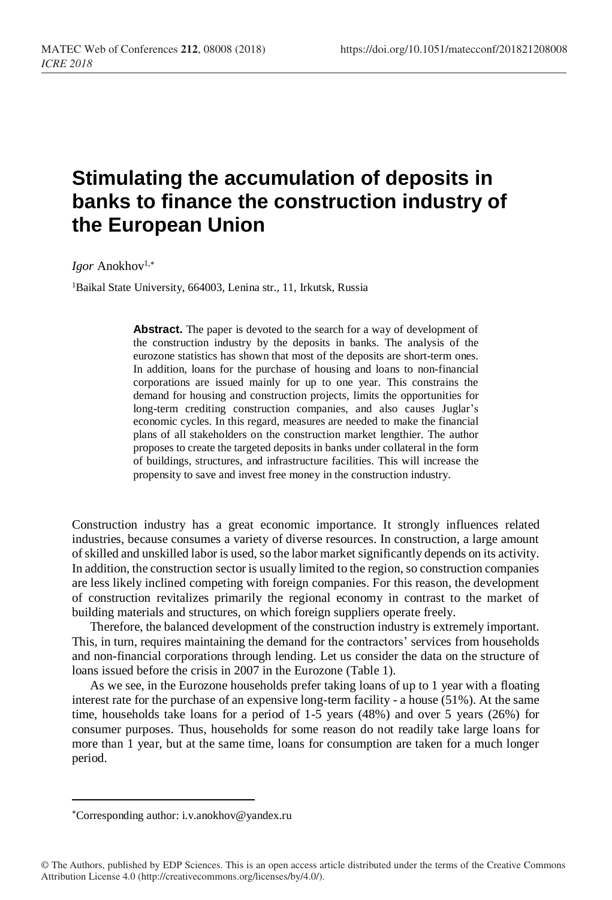# Stimulating the accumulation of deposits in banks to finance the construction industry of the European Union

*Igor* Anokhov[1,*]

[1]Baikal State University, 664003, Lenina str., 11, Irkutsk, Russia

> **Abstract.** The paper is devoted to the search for a way of development of the construction industry by the deposits in banks. The analysis of the eurozone statistics has shown that most of the deposits are short-term ones. In addition, loans for the purchase of housing and loans to non-financial corporations are issued mainly for up to one year. This constrains the demand for housing and construction projects, limits the opportunities for long-term crediting construction companies, and also causes Juglar's economic cycles. In this regard, measures are needed to make the financial plans of all stakeholders on the construction market lengthier. The author proposes to create the targeted deposits in banks under collateral in the form of buildings, structures, and infrastructure facilities. This will increase the propensity to save and invest free money in the construction industry.

Construction industry has a great economic importance. It strongly influences related industries, because consumes a variety of diverse resources. In construction, a large amount of skilled and unskilled labor is used, so the labor market significantly depends on its activity. In addition, the construction sector is usually limited to the region, so construction companies are less likely inclined competing with foreign companies. For this reason, the development of construction revitalizes primarily the regional economy in contrast to the market of building materials and structures, on which foreign suppliers operate freely.

Therefore, the balanced development of the construction industry is extremely important. This, in turn, requires maintaining the demand for the contractors' services from households and non-financial corporations through lending. Let us consider the data on the structure of loans issued before the crisis in 2007 in the Eurozone (Table 1).

As we see, in the Eurozone households prefer taking loans of up to 1 year with a floating interest rate for the purchase of an expensive long-term facility - a house (51%). At the same time, households take loans for a period of 1-5 years (48%) and over 5 years (26%) for consumer purposes. Thus, households for some reason do not readily take large loans for more than 1 year, but at the same time, loans for consumption are taken for a much longer period.

*Corresponding author: i.v.anokhov@yandex.ru

© The Authors, published by EDP Sciences. This is an open access article distributed under the terms of the Creative Commons Attribution License 4.0 (http://creativecommons.org/licenses/by/4.0/).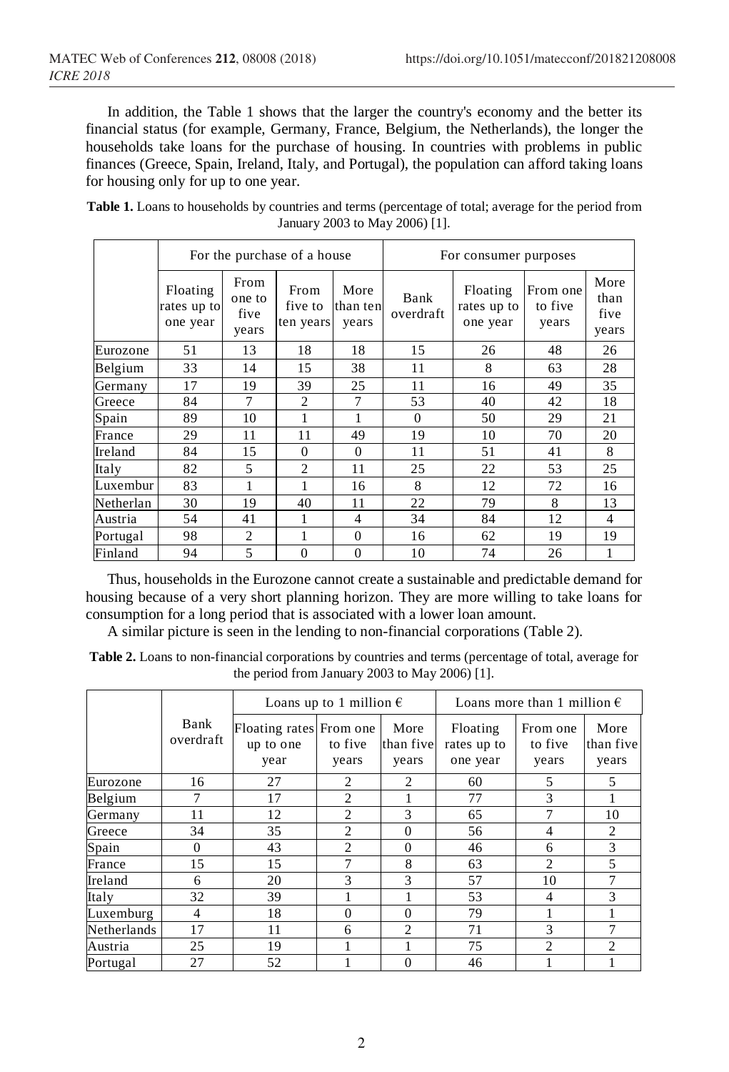In addition, the Table 1 shows that the larger the country's economy and the better its financial status (for example, Germany, France, Belgium, the Netherlands), the longer the households take loans for the purchase of housing. In countries with problems in public finances (Greece, Spain, Ireland, Italy, and Portugal), the population can afford taking loans for housing only for up to one year.

**Table 1.** Loans to households by countries and terms (percentage of total; average for the period from January 2003 to May 2006) [1].

| | For the purchase of a house | | | | For consumer purposes | | | |
|---|---|---|---|---|---|---|---|---|
| | Floating rates up to one year | From one to five years | From five to ten years | More than ten years | Bank overdraft | Floating rates up to one year | From one to five years | More than five years |
| Eurozone | 51 | 13 | 18 | 18 | 15 | 26 | 48 | 26 |
| Belgium | 33 | 14 | 15 | 38 | 11 | 8 | 63 | 28 |
| Germany | 17 | 19 | 39 | 25 | 11 | 16 | 49 | 35 |
| Greece | 84 | 7 | 2 | 7 | 53 | 40 | 42 | 18 |
| Spain | 89 | 10 | 1 | 1 | 0 | 50 | 29 | 21 |
| France | 29 | 11 | 11 | 49 | 19 | 10 | 70 | 20 |
| Ireland | 84 | 15 | 0 | 0 | 11 | 51 | 41 | 8 |
| Italy | 82 | 5 | 2 | 11 | 25 | 22 | 53 | 25 |
| Luxembur | 83 | 1 | 1 | 16 | 8 | 12 | 72 | 16 |
| Netherlan | 30 | 19 | 40 | 11 | 22 | 79 | 8 | 13 |
| Austria | 54 | 41 | 1 | 4 | 34 | 84 | 12 | 4 |
| Portugal | 98 | 2 | 1 | 0 | 16 | 62 | 19 | 19 |
| Finland | 94 | 5 | 0 | 0 | 10 | 74 | 26 | 1 |

Thus, households in the Eurozone cannot create a sustainable and predictable demand for housing because of a very short planning horizon. They are more willing to take loans for consumption for a long period that is associated with a lower loan amount.

A similar picture is seen in the lending to non-financial corporations (Table 2).

**Table 2.** Loans to non-financial corporations by countries and terms (percentage of total, average for the period from January 2003 to May 2006) [1].

| | Bank overdraft | Loans up to 1 million € | | | Loans more than 1 million € | | |
|---|---|---|---|---|---|---|---|
| | | Floating rates up to one year | From one to five years | More than five years | Floating rates up to one year | From one to five years | More than five years |
| Eurozone | 16 | 27 | 2 | 2 | 60 | 5 | 5 |
| Belgium | 7 | 17 | 2 | 1 | 77 | 3 | 1 |
| Germany | 11 | 12 | 2 | 3 | 65 | 7 | 10 |
| Greece | 34 | 35 | 2 | 0 | 56 | 4 | 2 |
| Spain | 0 | 43 | 2 | 0 | 46 | 6 | 3 |
| France | 15 | 15 | 7 | 8 | 63 | 2 | 5 |
| Ireland | 6 | 20 | 3 | 3 | 57 | 10 | 7 |
| Italy | 32 | 39 | 1 | 1 | 53 | 4 | 3 |
| Luxemburg | 4 | 18 | 0 | 0 | 79 | 1 | 1 |
| Netherlands | 17 | 11 | 6 | 2 | 71 | 3 | 7 |
| Austria | 25 | 19 | 1 | 1 | 75 | 2 | 2 |
| Portugal | 27 | 52 | 1 | 0 | 46 | 1 | 1 |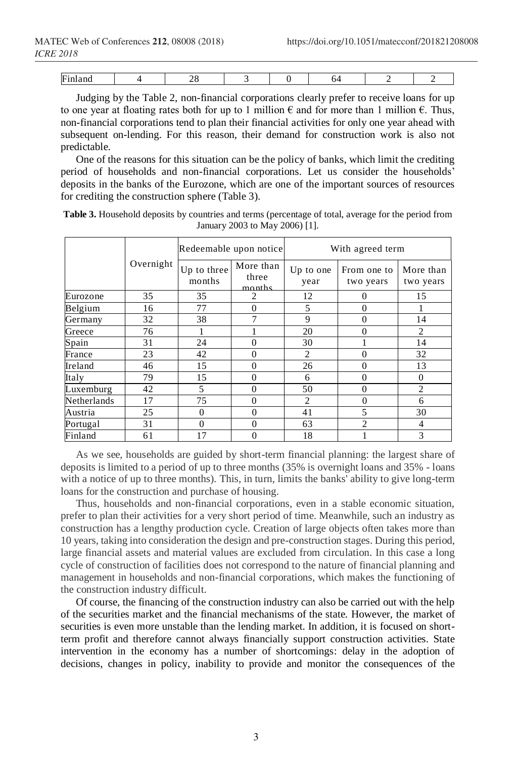| Finland | 4 | 28 | 3 | 0 | 64 | 2 | 2 |
|---|---|---|---|---|---|---|---|

Judging by the Table 2, non-financial corporations clearly prefer to receive loans for up to one year at floating rates both for up to 1 million € and for more than 1 million €. Thus, non-financial corporations tend to plan their financial activities for only one year ahead with subsequent on-lending. For this reason, their demand for construction work is also not predictable.

One of the reasons for this situation can be the policy of banks, which limit the crediting period of households and non-financial corporations. Let us consider the households' deposits in the banks of the Eurozone, which are one of the important sources of resources for crediting the construction sphere (Table 3).

**Table 3.** Household deposits by countries and terms (percentage of total, average for the period from January 2003 to May 2006) [1].

| | Overnight | Redeemable upon notice | | With agreed term | | |
|---|---|---|---|---|---|---|
| | | Up to three months | More than three months | Up to one year | From one to two years | More than two years |
| Eurozone | 35 | 35 | 2 | 12 | 0 | 15 |
| Belgium | 16 | 77 | 0 | 5 | 0 | 1 |
| Germany | 32 | 38 | 7 | 9 | 0 | 14 |
| Greece | 76 | 1 | 1 | 20 | 0 | 2 |
| Spain | 31 | 24 | 0 | 30 | 1 | 14 |
| France | 23 | 42 | 0 | 2 | 0 | 32 |
| Ireland | 46 | 15 | 0 | 26 | 0 | 13 |
| Italy | 79 | 15 | 0 | 6 | 0 | 0 |
| Luxemburg | 42 | 5 | 0 | 50 | 0 | 2 |
| Netherlands | 17 | 75 | 0 | 2 | 0 | 6 |
| Austria | 25 | 0 | 0 | 41 | 5 | 30 |
| Portugal | 31 | 0 | 0 | 63 | 2 | 4 |
| Finland | 61 | 17 | 0 | 18 | 1 | 3 |

As we see, households are guided by short-term financial planning: the largest share of deposits is limited to a period of up to three months (35% is overnight loans and 35% - loans with a notice of up to three months). This, in turn, limits the banks' ability to give long-term loans for the construction and purchase of housing.

Thus, households and non-financial corporations, even in a stable economic situation, prefer to plan their activities for a very short period of time. Meanwhile, such an industry as construction has a lengthy production cycle. Creation of large objects often takes more than 10 years, taking into consideration the design and pre-construction stages. During this period, large financial assets and material values are excluded from circulation. In this case a long cycle of construction of facilities does not correspond to the nature of financial planning and management in households and non-financial corporations, which makes the functioning of the construction industry difficult.

Of course, the financing of the construction industry can also be carried out with the help of the securities market and the financial mechanisms of the state. However, the market of securities is even more unstable than the lending market. In addition, it is focused on short-term profit and therefore cannot always financially support construction activities. State intervention in the economy has a number of shortcomings: delay in the adoption of decisions, changes in policy, inability to provide and monitor the consequences of the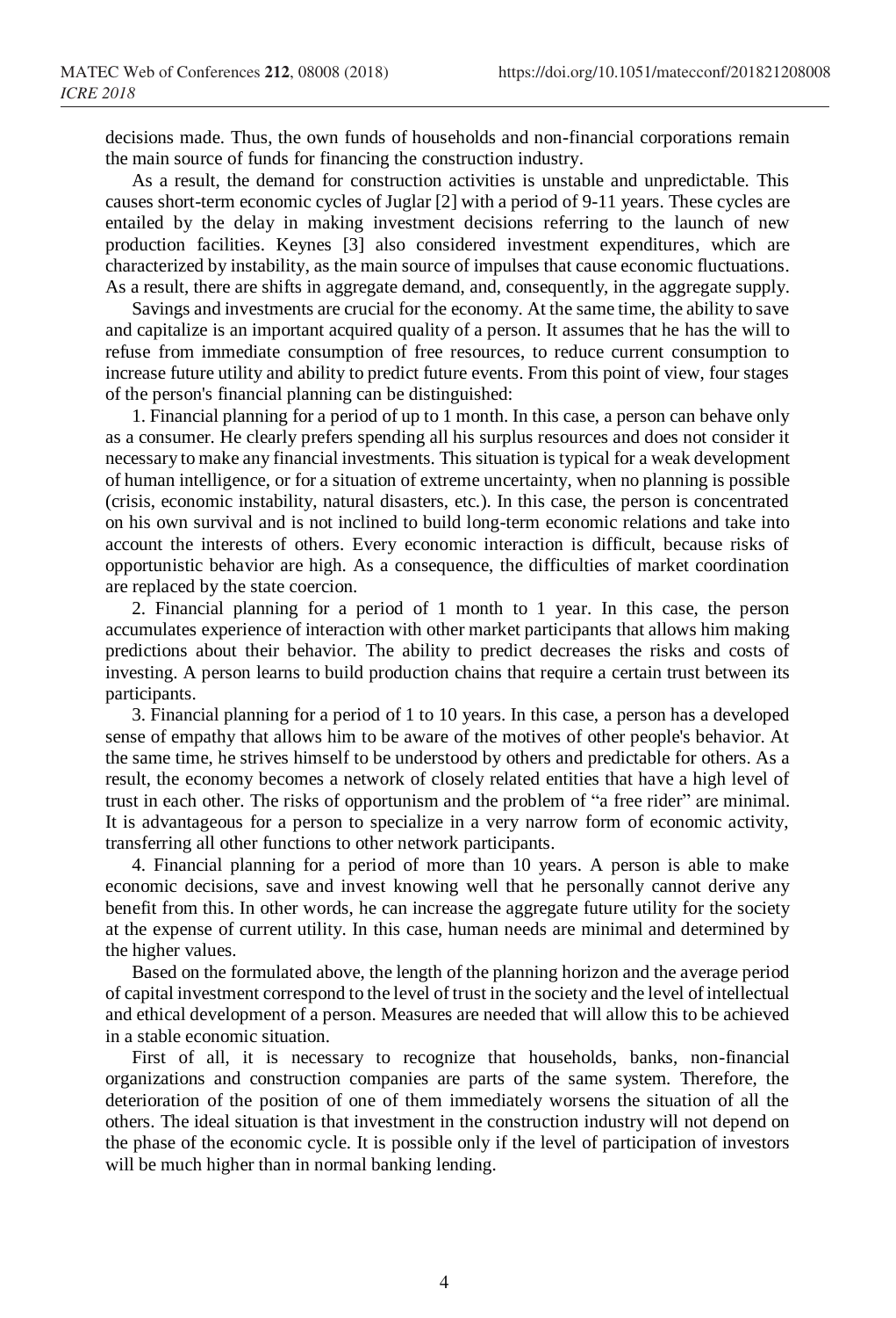decisions made. Thus, the own funds of households and non-financial corporations remain the main source of funds for financing the construction industry.

As a result, the demand for construction activities is unstable and unpredictable. This causes short-term economic cycles of Juglar [2] with a period of 9-11 years. These cycles are entailed by the delay in making investment decisions referring to the launch of new production facilities. Keynes [3] also considered investment expenditures, which are characterized by instability, as the main source of impulses that cause economic fluctuations. As a result, there are shifts in aggregate demand, and, consequently, in the aggregate supply.

Savings and investments are crucial for the economy. At the same time, the ability to save and capitalize is an important acquired quality of a person. It assumes that he has the will to refuse from immediate consumption of free resources, to reduce current consumption to increase future utility and ability to predict future events. From this point of view, four stages of the person's financial planning can be distinguished:

1. Financial planning for a period of up to 1 month. In this case, a person can behave only as a consumer. He clearly prefers spending all his surplus resources and does not consider it necessary to make any financial investments. This situation is typical for a weak development of human intelligence, or for a situation of extreme uncertainty, when no planning is possible (crisis, economic instability, natural disasters, etc.). In this case, the person is concentrated on his own survival and is not inclined to build long-term economic relations and take into account the interests of others. Every economic interaction is difficult, because risks of opportunistic behavior are high. As a consequence, the difficulties of market coordination are replaced by the state coercion.

2. Financial planning for a period of 1 month to 1 year. In this case, the person accumulates experience of interaction with other market participants that allows him making predictions about their behavior. The ability to predict decreases the risks and costs of investing. A person learns to build production chains that require a certain trust between its participants.

3. Financial planning for a period of 1 to 10 years. In this case, a person has a developed sense of empathy that allows him to be aware of the motives of other people's behavior. At the same time, he strives himself to be understood by others and predictable for others. As a result, the economy becomes a network of closely related entities that have a high level of trust in each other. The risks of opportunism and the problem of "a free rider" are minimal. It is advantageous for a person to specialize in a very narrow form of economic activity, transferring all other functions to other network participants.

4. Financial planning for a period of more than 10 years. A person is able to make economic decisions, save and invest knowing well that he personally cannot derive any benefit from this. In other words, he can increase the aggregate future utility for the society at the expense of current utility. In this case, human needs are minimal and determined by the higher values.

Based on the formulated above, the length of the planning horizon and the average period of capital investment correspond to the level of trust in the society and the level of intellectual and ethical development of a person. Measures are needed that will allow this to be achieved in a stable economic situation.

First of all, it is necessary to recognize that households, banks, non-financial organizations and construction companies are parts of the same system. Therefore, the deterioration of the position of one of them immediately worsens the situation of all the others. The ideal situation is that investment in the construction industry will not depend on the phase of the economic cycle. It is possible only if the level of participation of investors will be much higher than in normal banking lending.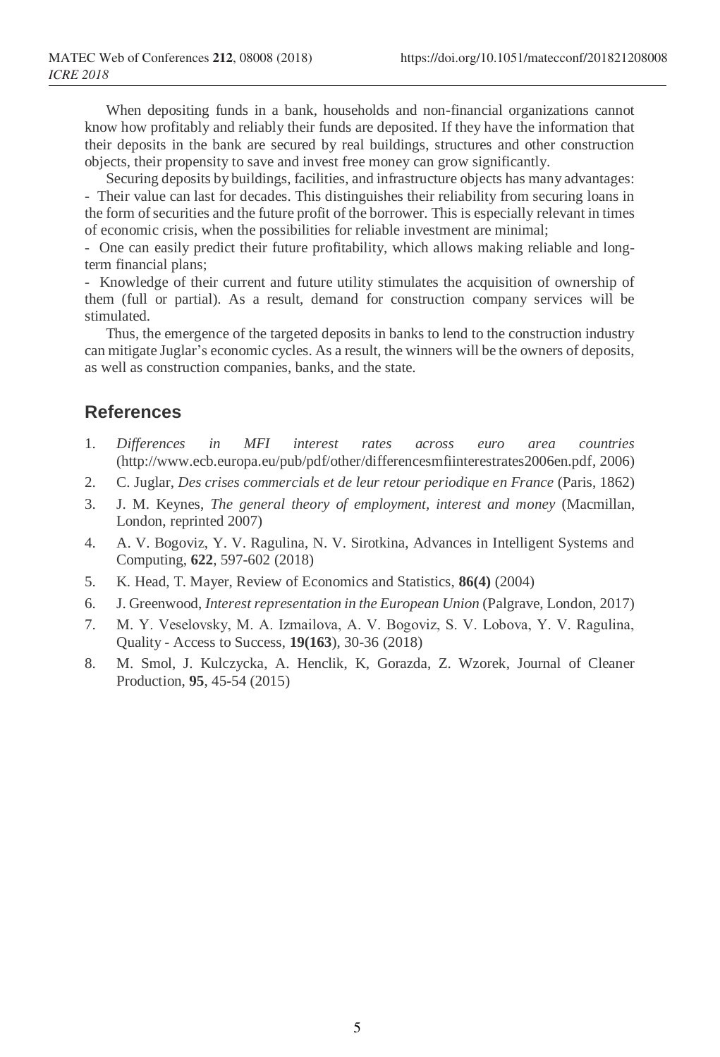When depositing funds in a bank, households and non-financial organizations cannot know how profitably and reliably their funds are deposited. If they have the information that their deposits in the bank are secured by real buildings, structures and other construction objects, their propensity to save and invest free money can grow significantly.

Securing deposits by buildings, facilities, and infrastructure objects has many advantages:

- Their value can last for decades. This distinguishes their reliability from securing loans in the form of securities and the future profit of the borrower. This is especially relevant in times of economic crisis, when the possibilities for reliable investment are minimal;
- One can easily predict their future profitability, which allows making reliable and long-term financial plans;
- Knowledge of their current and future utility stimulates the acquisition of ownership of them (full or partial). As a result, demand for construction company services will be stimulated.

Thus, the emergence of the targeted deposits in banks to lend to the construction industry can mitigate Juglar's economic cycles. As a result, the winners will be the owners of deposits, as well as construction companies, banks, and the state.

## References

1. *Differences in MFI interest rates across euro area countries* (http://www.ecb.europa.eu/pub/pdf/other/differencesmfiinterestrates2006en.pdf, 2006)
2. C. Juglar, *Des crises commercials et de leur retour periodique en France* (Paris, 1862)
3. J. M. Keynes, *The general theory of employment, interest and money* (Macmillan, London, reprinted 2007)
4. A. V. Bogoviz, Y. V. Ragulina, N. V. Sirotkina, Advances in Intelligent Systems and Computing, **622**, 597-602 (2018)
5. K. Head, T. Mayer, Review of Economics and Statistics, **86(4)** (2004)
6. J. Greenwood, *Interest representation in the European Union* (Palgrave, London, 2017)
7. M. Y. Veselovsky, M. A. Izmailova, A. V. Bogoviz, S. V. Lobova, Y. V. Ragulina, Quality - Access to Success, **19(163**), 30-36 (2018)
8. M. Smol, J. Kulczycka, A. Henclik, K, Gorazda, Z. Wzorek, Journal of Cleaner Production, **95**, 45-54 (2015)